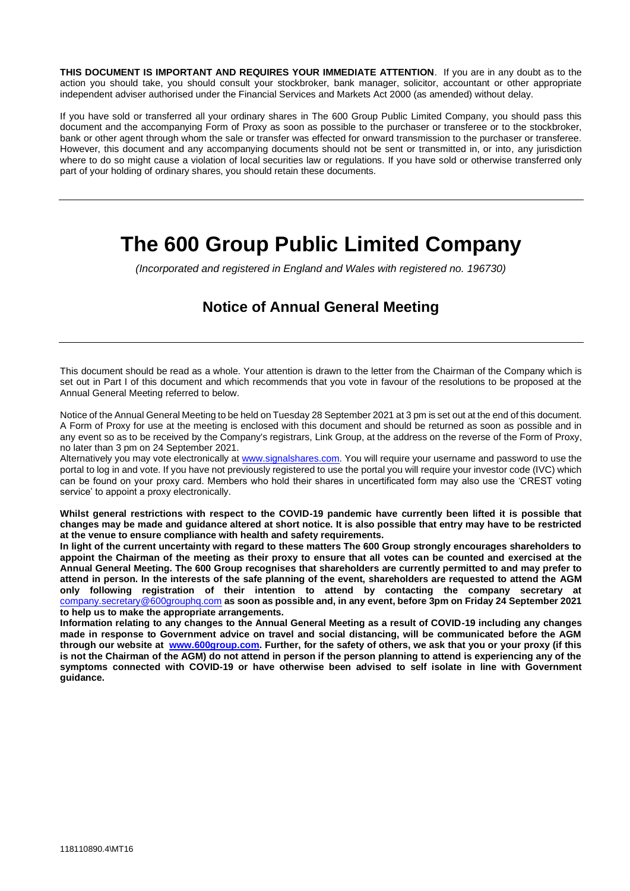**THIS DOCUMENT IS IMPORTANT AND REQUIRES YOUR IMMEDIATE ATTENTION**. If you are in any doubt as to the action you should take, you should consult your stockbroker, bank manager, solicitor, accountant or other appropriate independent adviser authorised under the Financial Services and Markets Act 2000 (as amended) without delay.

If you have sold or transferred all your ordinary shares in The 600 Group Public Limited Company, you should pass this document and the accompanying Form of Proxy as soon as possible to the purchaser or transferee or to the stockbroker, bank or other agent through whom the sale or transfer was effected for onward transmission to the purchaser or transferee. However, this document and any accompanying documents should not be sent or transmitted in, or into, any jurisdiction where to do so might cause a violation of local securities law or regulations. If you have sold or otherwise transferred only part of your holding of ordinary shares, you should retain these documents.

---

# The 600 Group Public Limited Company

*(Incorporated and registered in England and Wales with registered no. 196730)*

## Notice of Annual General Meeting

---

This document should be read as a whole. Your attention is drawn to the letter from the Chairman of the Company which is set out in Part I of this document and which recommends that you vote in favour of the resolutions to be proposed at the Annual General Meeting referred to below.

Notice of the Annual General Meeting to be held on Tuesday 28 September 2021 at 3 pm is set out at the end of this document. A Form of Proxy for use at the meeting is enclosed with this document and should be returned as soon as possible and in any event so as to be received by the Company's registrars, Link Group, at the address on the reverse of the Form of Proxy, no later than 3 pm on 24 September 2021.

Alternatively you may vote electronically at www.signalshares.com. You will require your username and password to use the portal to log in and vote. If you have not previously registered to use the portal you will require your investor code (IVC) which can be found on your proxy card. Members who hold their shares in uncertificated form may also use the 'CREST voting service' to appoint a proxy electronically.

**Whilst general restrictions with respect to the COVID-19 pandemic have currently been lifted it is possible that changes may be made and guidance altered at short notice. It is also possible that entry may have to be restricted at the venue to ensure compliance with health and safety requirements.**

**In light of the current uncertainty with regard to these matters The 600 Group strongly encourages shareholders to appoint the Chairman of the meeting as their proxy to ensure that all votes can be counted and exercised at the Annual General Meeting. The 600 Group recognises that shareholders are currently permitted to and may prefer to attend in person. In the interests of the safe planning of the event, shareholders are requested to attend the AGM only following registration of their intention to attend by contacting the company secretary at** company.secretary@600grouphq.com **as soon as possible and, in any event, before 3pm on Friday 24 September 2021 to help us to make the appropriate arrangements.**

**Information relating to any changes to the Annual General Meeting as a result of COVID-19 including any changes made in response to Government advice on travel and social distancing, will be communicated before the AGM through our website at www.600group.com. Further, for the safety of others, we ask that you or your proxy (if this is not the Chairman of the AGM) do not attend in person if the person planning to attend is experiencing any of the symptoms connected with COVID-19 or have otherwise been advised to self isolate in line with Government guidance.**

118110890.4\MT16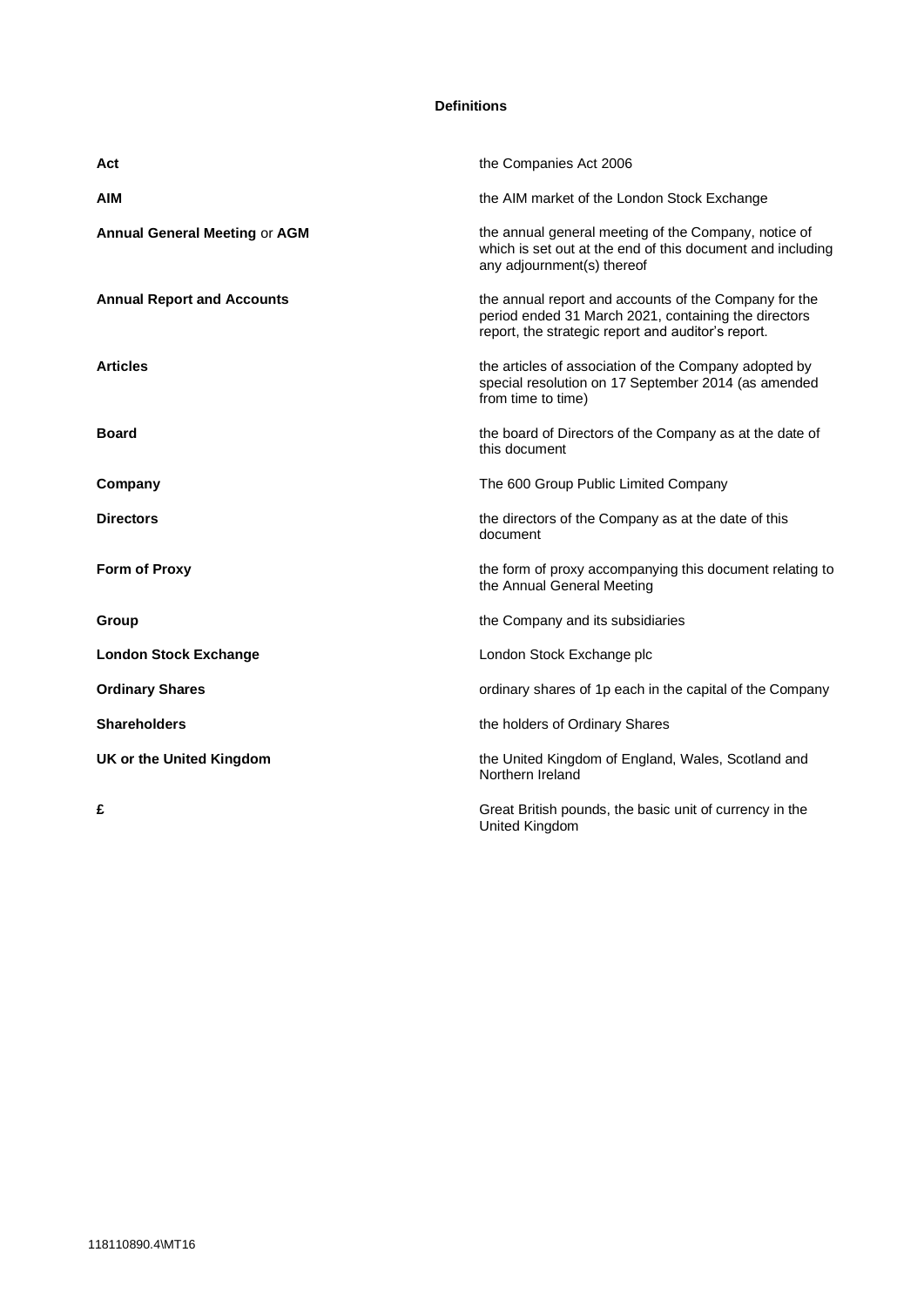## Definitions

| | |
|---|---|
| **Act** | the Companies Act 2006 |
| **AIM** | the AIM market of the London Stock Exchange |
| **Annual General Meeting** or **AGM** | the annual general meeting of the Company, notice of which is set out at the end of this document and including any adjournment(s) thereof |
| **Annual Report and Accounts** | the annual report and accounts of the Company for the period ended 31 March 2021, containing the directors report, the strategic report and auditor's report. |
| **Articles** | the articles of association of the Company adopted by special resolution on 17 September 2014 (as amended from time to time) |
| **Board** | the board of Directors of the Company as at the date of this document |
| **Company** | The 600 Group Public Limited Company |
| **Directors** | the directors of the Company as at the date of this document |
| **Form of Proxy** | the form of proxy accompanying this document relating to the Annual General Meeting |
| **Group** | the Company and its subsidiaries |
| **London Stock Exchange** | London Stock Exchange plc |
| **Ordinary Shares** | ordinary shares of 1p each in the capital of the Company |
| **Shareholders** | the holders of Ordinary Shares |
| **UK or the United Kingdom** | the United Kingdom of England, Wales, Scotland and Northern Ireland |
| **£** | Great British pounds, the basic unit of currency in the United Kingdom |

118110890.4\MT16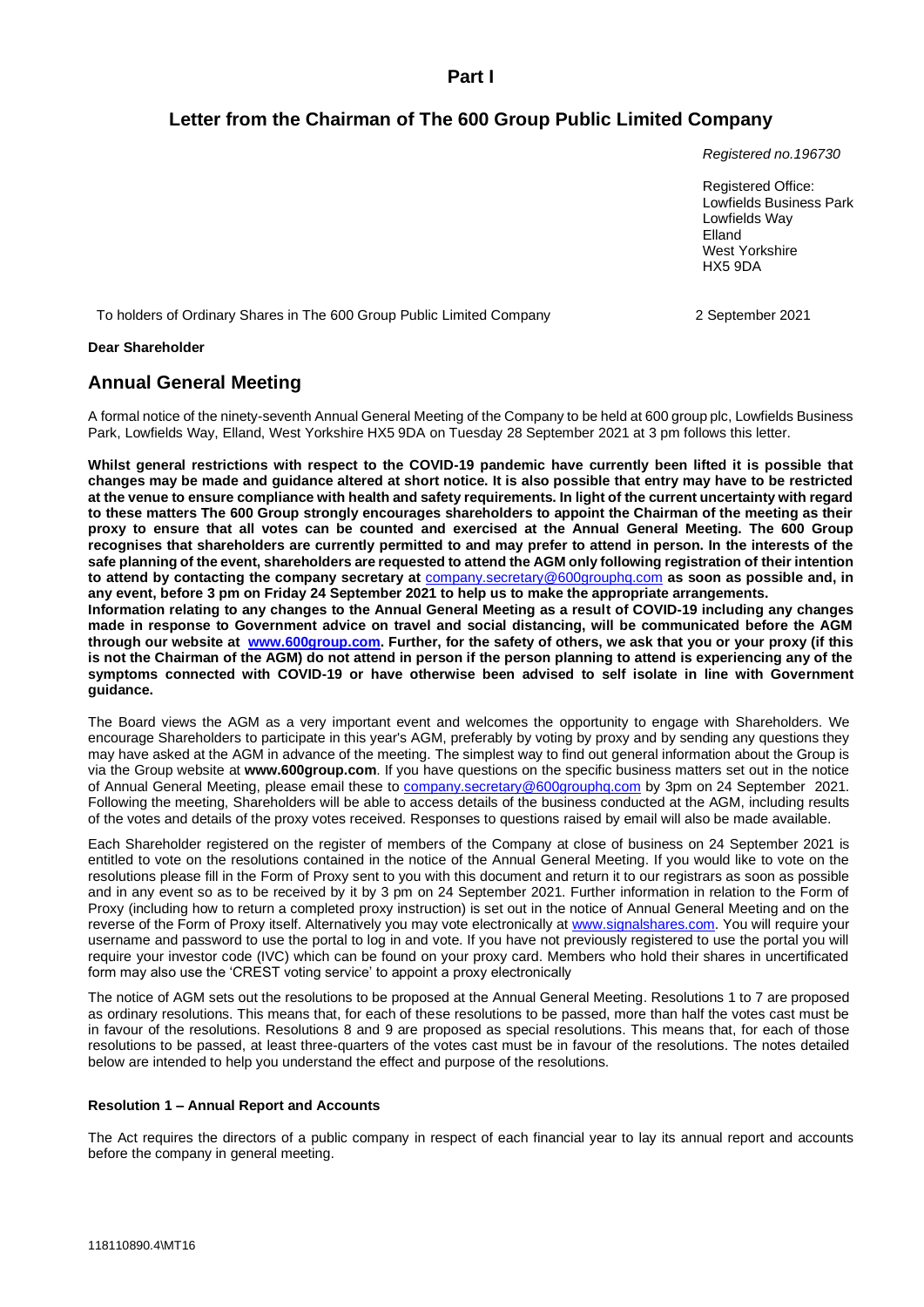## Part I

## Letter from the Chairman of The 600 Group Public Limited Company

*Registered no.196730*

Registered Office:
Lowfields Business Park
Lowfields Way
Elland
West Yorkshire
HX5 9DA

To holders of Ordinary Shares in The 600 Group Public Limited Company

2 September 2021

**Dear Shareholder**

## Annual General Meeting

A formal notice of the ninety-seventh Annual General Meeting of the Company to be held at 600 group plc, Lowfields Business Park, Lowfields Way, Elland, West Yorkshire HX5 9DA on Tuesday 28 September 2021 at 3 pm follows this letter.

**Whilst general restrictions with respect to the COVID-19 pandemic have currently been lifted it is possible that changes may be made and guidance altered at short notice. It is also possible that entry may have to be restricted at the venue to ensure compliance with health and safety requirements. In light of the current uncertainty with regard to these matters The 600 Group strongly encourages shareholders to appoint the Chairman of the meeting as their proxy to ensure that all votes can be counted and exercised at the Annual General Meeting. The 600 Group recognises that shareholders are currently permitted to and may prefer to attend in person. In the interests of the safe planning of the event, shareholders are requested to attend the AGM only following registration of their intention to attend by contacting the company secretary at** company.secretary@600grouphq.com **as soon as possible and, in any event, before 3 pm on Friday 24 September 2021 to help us to make the appropriate arrangements.**

**Information relating to any changes to the Annual General Meeting as a result of COVID-19 including any changes made in response to Government advice on travel and social distancing, will be communicated before the AGM through our website at www.600group.com. Further, for the safety of others, we ask that you or your proxy (if this is not the Chairman of the AGM) do not attend in person if the person planning to attend is experiencing any of the symptoms connected with COVID-19 or have otherwise been advised to self isolate in line with Government guidance.**

The Board views the AGM as a very important event and welcomes the opportunity to engage with Shareholders. We encourage Shareholders to participate in this year's AGM, preferably by voting by proxy and by sending any questions they may have asked at the AGM in advance of the meeting. The simplest way to find out general information about the Group is via the Group website at **www.600group.com**. If you have questions on the specific business matters set out in the notice of Annual General Meeting, please email these to company.secretary@600grouphq.com by 3pm on 24 September 2021. Following the meeting, Shareholders will be able to access details of the business conducted at the AGM, including results of the votes and details of the proxy votes received. Responses to questions raised by email will also be made available.

Each Shareholder registered on the register of members of the Company at close of business on 24 September 2021 is entitled to vote on the resolutions contained in the notice of the Annual General Meeting. If you would like to vote on the resolutions please fill in the Form of Proxy sent to you with this document and return it to our registrars as soon as possible and in any event so as to be received by it by 3 pm on 24 September 2021. Further information in relation to the Form of Proxy (including how to return a completed proxy instruction) is set out in the notice of Annual General Meeting and on the reverse of the Form of Proxy itself. Alternatively you may vote electronically at www.signalshares.com. You will require your username and password to use the portal to log in and vote. If you have not previously registered to use the portal you will require your investor code (IVC) which can be found on your proxy card. Members who hold their shares in uncertificated form may also use the 'CREST voting service' to appoint a proxy electronically

The notice of AGM sets out the resolutions to be proposed at the Annual General Meeting. Resolutions 1 to 7 are proposed as ordinary resolutions. This means that, for each of these resolutions to be passed, more than half the votes cast must be in favour of the resolutions. Resolutions 8 and 9 are proposed as special resolutions. This means that, for each of those resolutions to be passed, at least three-quarters of the votes cast must be in favour of the resolutions. The notes detailed below are intended to help you understand the effect and purpose of the resolutions.

**Resolution 1 – Annual Report and Accounts**

The Act requires the directors of a public company in respect of each financial year to lay its annual report and accounts before the company in general meeting.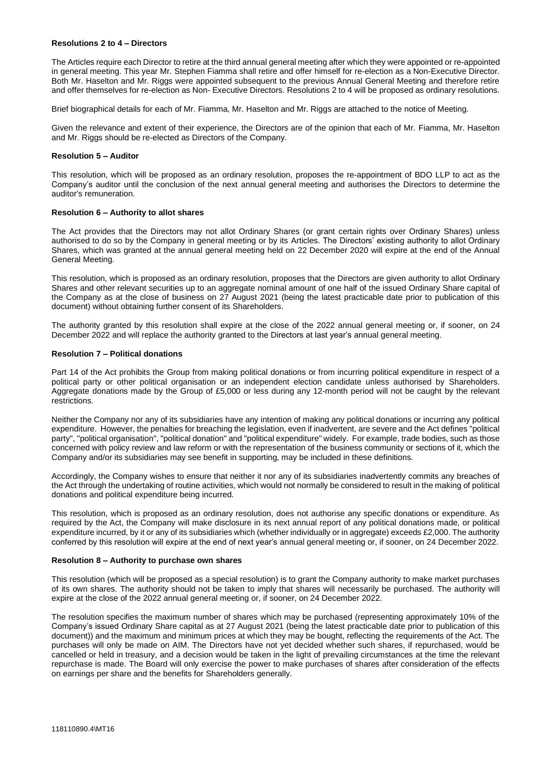**Resolutions 2 to 4 – Directors**

The Articles require each Director to retire at the third annual general meeting after which they were appointed or re-appointed in general meeting. This year Mr. Stephen Fiamma shall retire and offer himself for re-election as a Non-Executive Director. Both Mr. Haselton and Mr. Riggs were appointed subsequent to the previous Annual General Meeting and therefore retire and offer themselves for re-election as Non- Executive Directors. Resolutions 2 to 4 will be proposed as ordinary resolutions.

Brief biographical details for each of Mr. Fiamma, Mr. Haselton and Mr. Riggs are attached to the notice of Meeting.

Given the relevance and extent of their experience, the Directors are of the opinion that each of Mr. Fiamma, Mr. Haselton and Mr. Riggs should be re-elected as Directors of the Company.

**Resolution 5 – Auditor**

This resolution, which will be proposed as an ordinary resolution, proposes the re-appointment of BDO LLP to act as the Company's auditor until the conclusion of the next annual general meeting and authorises the Directors to determine the auditor's remuneration.

**Resolution 6 – Authority to allot shares**

The Act provides that the Directors may not allot Ordinary Shares (or grant certain rights over Ordinary Shares) unless authorised to do so by the Company in general meeting or by its Articles. The Directors' existing authority to allot Ordinary Shares, which was granted at the annual general meeting held on 22 December 2020 will expire at the end of the Annual General Meeting.

This resolution, which is proposed as an ordinary resolution, proposes that the Directors are given authority to allot Ordinary Shares and other relevant securities up to an aggregate nominal amount of one half of the issued Ordinary Share capital of the Company as at the close of business on 27 August 2021 (being the latest practicable date prior to publication of this document) without obtaining further consent of its Shareholders.

The authority granted by this resolution shall expire at the close of the 2022 annual general meeting or, if sooner, on 24 December 2022 and will replace the authority granted to the Directors at last year's annual general meeting.

**Resolution 7 – Political donations**

Part 14 of the Act prohibits the Group from making political donations or from incurring political expenditure in respect of a political party or other political organisation or an independent election candidate unless authorised by Shareholders. Aggregate donations made by the Group of £5,000 or less during any 12-month period will not be caught by the relevant restrictions.

Neither the Company nor any of its subsidiaries have any intention of making any political donations or incurring any political expenditure. However, the penalties for breaching the legislation, even if inadvertent, are severe and the Act defines "political party", "political organisation", "political donation" and "political expenditure" widely. For example, trade bodies, such as those concerned with policy review and law reform or with the representation of the business community or sections of it, which the Company and/or its subsidiaries may see benefit in supporting, may be included in these definitions.

Accordingly, the Company wishes to ensure that neither it nor any of its subsidiaries inadvertently commits any breaches of the Act through the undertaking of routine activities, which would not normally be considered to result in the making of political donations and political expenditure being incurred.

This resolution, which is proposed as an ordinary resolution, does not authorise any specific donations or expenditure. As required by the Act, the Company will make disclosure in its next annual report of any political donations made, or political expenditure incurred, by it or any of its subsidiaries which (whether individually or in aggregate) exceeds £2,000. The authority conferred by this resolution will expire at the end of next year's annual general meeting or, if sooner, on 24 December 2022.

**Resolution 8 – Authority to purchase own shares**

This resolution (which will be proposed as a special resolution) is to grant the Company authority to make market purchases of its own shares. The authority should not be taken to imply that shares will necessarily be purchased. The authority will expire at the close of the 2022 annual general meeting or, if sooner, on 24 December 2022.

The resolution specifies the maximum number of shares which may be purchased (representing approximately 10% of the Company's issued Ordinary Share capital as at 27 August 2021 (being the latest practicable date prior to publication of this document)) and the maximum and minimum prices at which they may be bought, reflecting the requirements of the Act. The purchases will only be made on AIM. The Directors have not yet decided whether such shares, if repurchased, would be cancelled or held in treasury, and a decision would be taken in the light of prevailing circumstances at the time the relevant repurchase is made. The Board will only exercise the power to make purchases of shares after consideration of the effects on earnings per share and the benefits for Shareholders generally.

118110890.4\MT16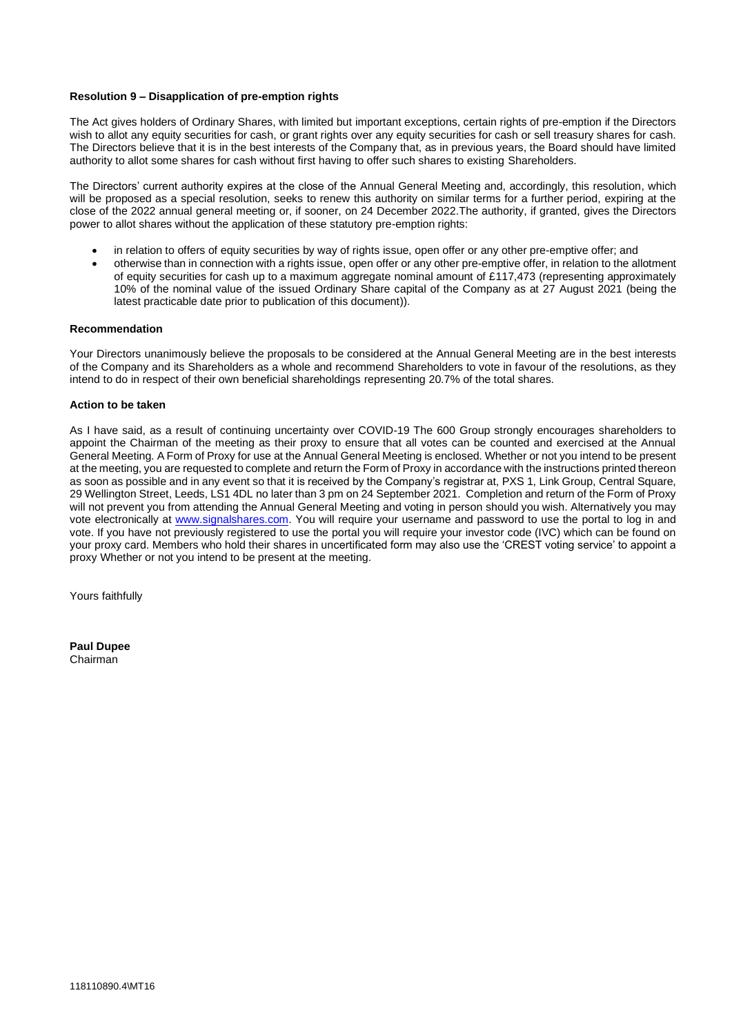**Resolution 9 – Disapplication of pre-emption rights**

The Act gives holders of Ordinary Shares, with limited but important exceptions, certain rights of pre-emption if the Directors wish to allot any equity securities for cash, or grant rights over any equity securities for cash or sell treasury shares for cash. The Directors believe that it is in the best interests of the Company that, as in previous years, the Board should have limited authority to allot some shares for cash without first having to offer such shares to existing Shareholders.

The Directors' current authority expires at the close of the Annual General Meeting and, accordingly, this resolution, which will be proposed as a special resolution, seeks to renew this authority on similar terms for a further period, expiring at the close of the 2022 annual general meeting or, if sooner, on 24 December 2022.The authority, if granted, gives the Directors power to allot shares without the application of these statutory pre-emption rights:

- in relation to offers of equity securities by way of rights issue, open offer or any other pre-emptive offer; and
- otherwise than in connection with a rights issue, open offer or any other pre-emptive offer, in relation to the allotment of equity securities for cash up to a maximum aggregate nominal amount of £117,473 (representing approximately 10% of the nominal value of the issued Ordinary Share capital of the Company as at 27 August 2021 (being the latest practicable date prior to publication of this document)).

**Recommendation**

Your Directors unanimously believe the proposals to be considered at the Annual General Meeting are in the best interests of the Company and its Shareholders as a whole and recommend Shareholders to vote in favour of the resolutions, as they intend to do in respect of their own beneficial shareholdings representing 20.7% of the total shares.

**Action to be taken**

As I have said, as a result of continuing uncertainty over COVID-19 The 600 Group strongly encourages shareholders to appoint the Chairman of the meeting as their proxy to ensure that all votes can be counted and exercised at the Annual General Meeting. A Form of Proxy for use at the Annual General Meeting is enclosed. Whether or not you intend to be present at the meeting, you are requested to complete and return the Form of Proxy in accordance with the instructions printed thereon as soon as possible and in any event so that it is received by the Company's registrar at, PXS 1, Link Group, Central Square, 29 Wellington Street, Leeds, LS1 4DL no later than 3 pm on 24 September 2021. Completion and return of the Form of Proxy will not prevent you from attending the Annual General Meeting and voting in person should you wish. Alternatively you may vote electronically at www.signalshares.com. You will require your username and password to use the portal to log in and vote. If you have not previously registered to use the portal you will require your investor code (IVC) which can be found on your proxy card. Members who hold their shares in uncertificated form may also use the 'CREST voting service' to appoint a proxy Whether or not you intend to be present at the meeting.

Yours faithfully

**Paul Dupee**
Chairman

118110890.4\MT16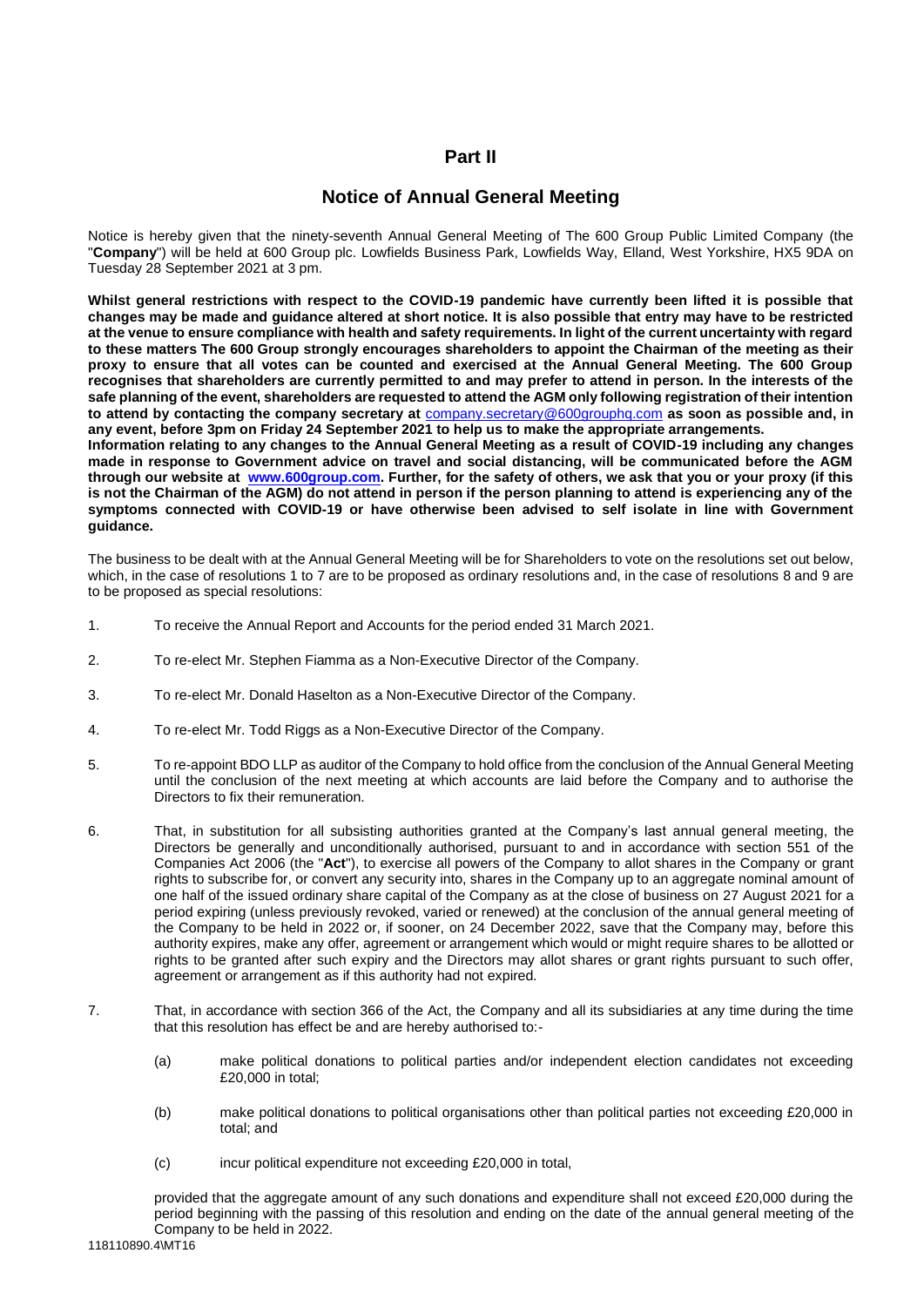# Part II

## Notice of Annual General Meeting

Notice is hereby given that the ninety-seventh Annual General Meeting of The 600 Group Public Limited Company (the "**Company**") will be held at 600 Group plc. Lowfields Business Park, Lowfields Way, Elland, West Yorkshire, HX5 9DA on Tuesday 28 September 2021 at 3 pm.

**Whilst general restrictions with respect to the COVID-19 pandemic have currently been lifted it is possible that changes may be made and guidance altered at short notice. It is also possible that entry may have to be restricted at the venue to ensure compliance with health and safety requirements. In light of the current uncertainty with regard to these matters The 600 Group strongly encourages shareholders to appoint the Chairman of the meeting as their proxy to ensure that all votes can be counted and exercised at the Annual General Meeting. The 600 Group recognises that shareholders are currently permitted to and may prefer to attend in person. In the interests of the safe planning of the event, shareholders are requested to attend the AGM only following registration of their intention to attend by contacting the company secretary at** company.secretary@600grouphq.com **as soon as possible and, in any event, before 3pm on Friday 24 September 2021 to help us to make the appropriate arrangements.**
**Information relating to any changes to the Annual General Meeting as a result of COVID-19 including any changes made in response to Government advice on travel and social distancing, will be communicated before the AGM through our website at www.600group.com. Further, for the safety of others, we ask that you or your proxy (if this is not the Chairman of the AGM) do not attend in person if the person planning to attend is experiencing any of the symptoms connected with COVID-19 or have otherwise been advised to self isolate in line with Government guidance.**

The business to be dealt with at the Annual General Meeting will be for Shareholders to vote on the resolutions set out below, which, in the case of resolutions 1 to 7 are to be proposed as ordinary resolutions and, in the case of resolutions 8 and 9 are to be proposed as special resolutions:

1. To receive the Annual Report and Accounts for the period ended 31 March 2021.

2. To re-elect Mr. Stephen Fiamma as a Non-Executive Director of the Company.

3. To re-elect Mr. Donald Haselton as a Non-Executive Director of the Company.

4. To re-elect Mr. Todd Riggs as a Non-Executive Director of the Company.

5. To re-appoint BDO LLP as auditor of the Company to hold office from the conclusion of the Annual General Meeting until the conclusion of the next meeting at which accounts are laid before the Company and to authorise the Directors to fix their remuneration.

6. That, in substitution for all subsisting authorities granted at the Company's last annual general meeting, the Directors be generally and unconditionally authorised, pursuant to and in accordance with section 551 of the Companies Act 2006 (the "**Act**"), to exercise all powers of the Company to allot shares in the Company or grant rights to subscribe for, or convert any security into, shares in the Company up to an aggregate nominal amount of one half of the issued ordinary share capital of the Company as at the close of business on 27 August 2021 for a period expiring (unless previously revoked, varied or renewed) at the conclusion of the annual general meeting of the Company to be held in 2022 or, if sooner, on 24 December 2022, save that the Company may, before this authority expires, make any offer, agreement or arrangement which would or might require shares to be allotted or rights to be granted after such expiry and the Directors may allot shares or grant rights pursuant to such offer, agreement or arrangement as if this authority had not expired.

7. That, in accordance with section 366 of the Act, the Company and all its subsidiaries at any time during the time that this resolution has effect be and are hereby authorised to:-

   (a) make political donations to political parties and/or independent election candidates not exceeding £20,000 in total;

   (b) make political donations to political organisations other than political parties not exceeding £20,000 in total; and

   (c) incur political expenditure not exceeding £20,000 in total,

   provided that the aggregate amount of any such donations and expenditure shall not exceed £20,000 during the period beginning with the passing of this resolution and ending on the date of the annual general meeting of the Company to be held in 2022.

118110890.4\MT16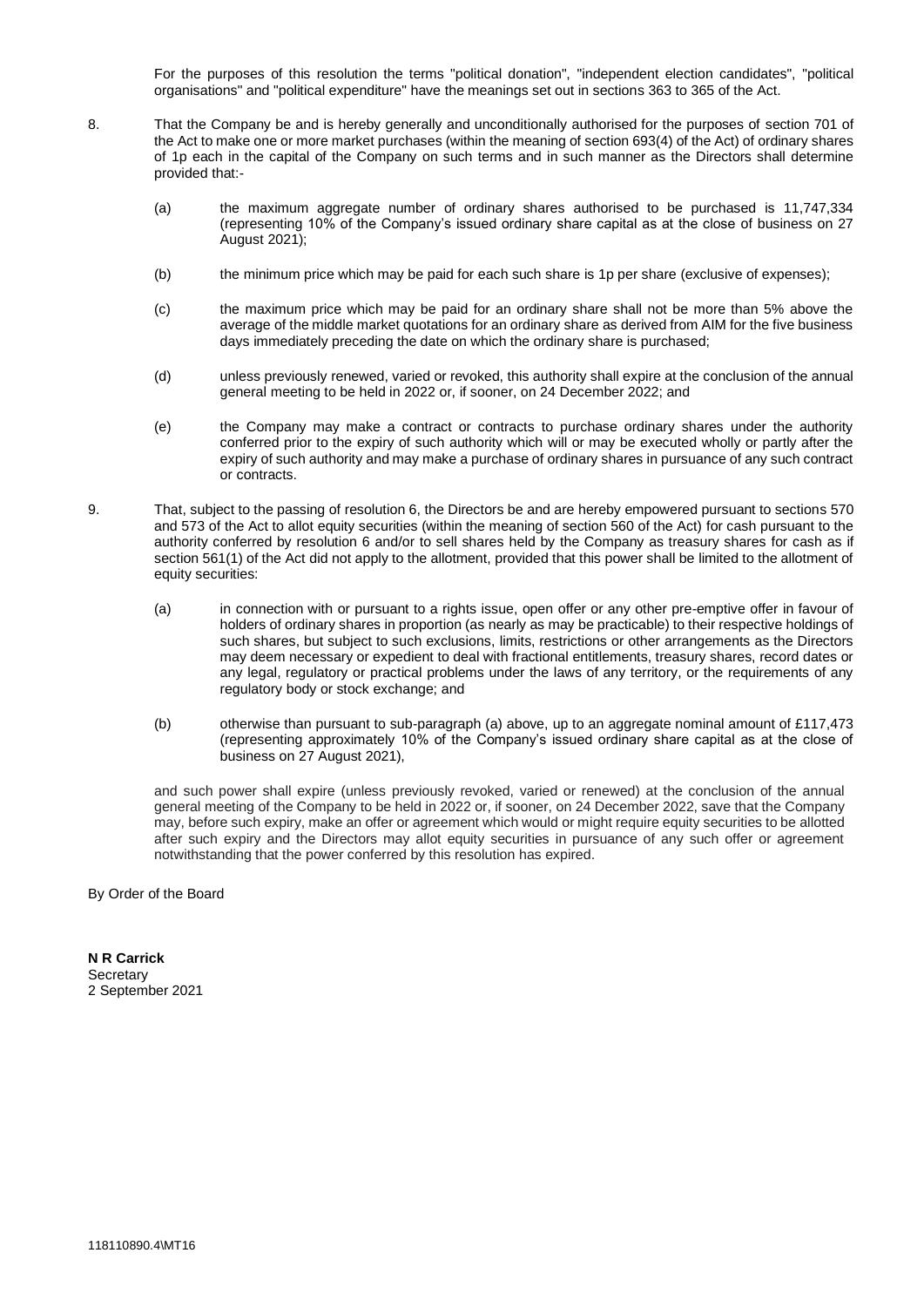For the purposes of this resolution the terms "political donation", "independent election candidates", "political organisations" and "political expenditure" have the meanings set out in sections 363 to 365 of the Act.

8. That the Company be and is hereby generally and unconditionally authorised for the purposes of section 701 of the Act to make one or more market purchases (within the meaning of section 693(4) of the Act) of ordinary shares of 1p each in the capital of the Company on such terms and in such manner as the Directors shall determine provided that:-

   (a) the maximum aggregate number of ordinary shares authorised to be purchased is 11,747,334 (representing 10% of the Company's issued ordinary share capital as at the close of business on 27 August 2021);

   (b) the minimum price which may be paid for each such share is 1p per share (exclusive of expenses);

   (c) the maximum price which may be paid for an ordinary share shall not be more than 5% above the average of the middle market quotations for an ordinary share as derived from AIM for the five business days immediately preceding the date on which the ordinary share is purchased;

   (d) unless previously renewed, varied or revoked, this authority shall expire at the conclusion of the annual general meeting to be held in 2022 or, if sooner, on 24 December 2022; and

   (e) the Company may make a contract or contracts to purchase ordinary shares under the authority conferred prior to the expiry of such authority which will or may be executed wholly or partly after the expiry of such authority and may make a purchase of ordinary shares in pursuance of any such contract or contracts.

9. That, subject to the passing of resolution 6, the Directors be and are hereby empowered pursuant to sections 570 and 573 of the Act to allot equity securities (within the meaning of section 560 of the Act) for cash pursuant to the authority conferred by resolution 6 and/or to sell shares held by the Company as treasury shares for cash as if section 561(1) of the Act did not apply to the allotment, provided that this power shall be limited to the allotment of equity securities:

   (a) in connection with or pursuant to a rights issue, open offer or any other pre-emptive offer in favour of holders of ordinary shares in proportion (as nearly as may be practicable) to their respective holdings of such shares, but subject to such exclusions, limits, restrictions or other arrangements as the Directors may deem necessary or expedient to deal with fractional entitlements, treasury shares, record dates or any legal, regulatory or practical problems under the laws of any territory, or the requirements of any regulatory body or stock exchange; and

   (b) otherwise than pursuant to sub-paragraph (a) above, up to an aggregate nominal amount of £117,473 (representing approximately 10% of the Company's issued ordinary share capital as at the close of business on 27 August 2021),

   and such power shall expire (unless previously revoked, varied or renewed) at the conclusion of the annual general meeting of the Company to be held in 2022 or, if sooner, on 24 December 2022, save that the Company may, before such expiry, make an offer or agreement which would or might require equity securities to be allotted after such expiry and the Directors may allot equity securities in pursuance of any such offer or agreement notwithstanding that the power conferred by this resolution has expired.

By Order of the Board

**N R Carrick**
Secretary
2 September 2021

118110890.4\MT16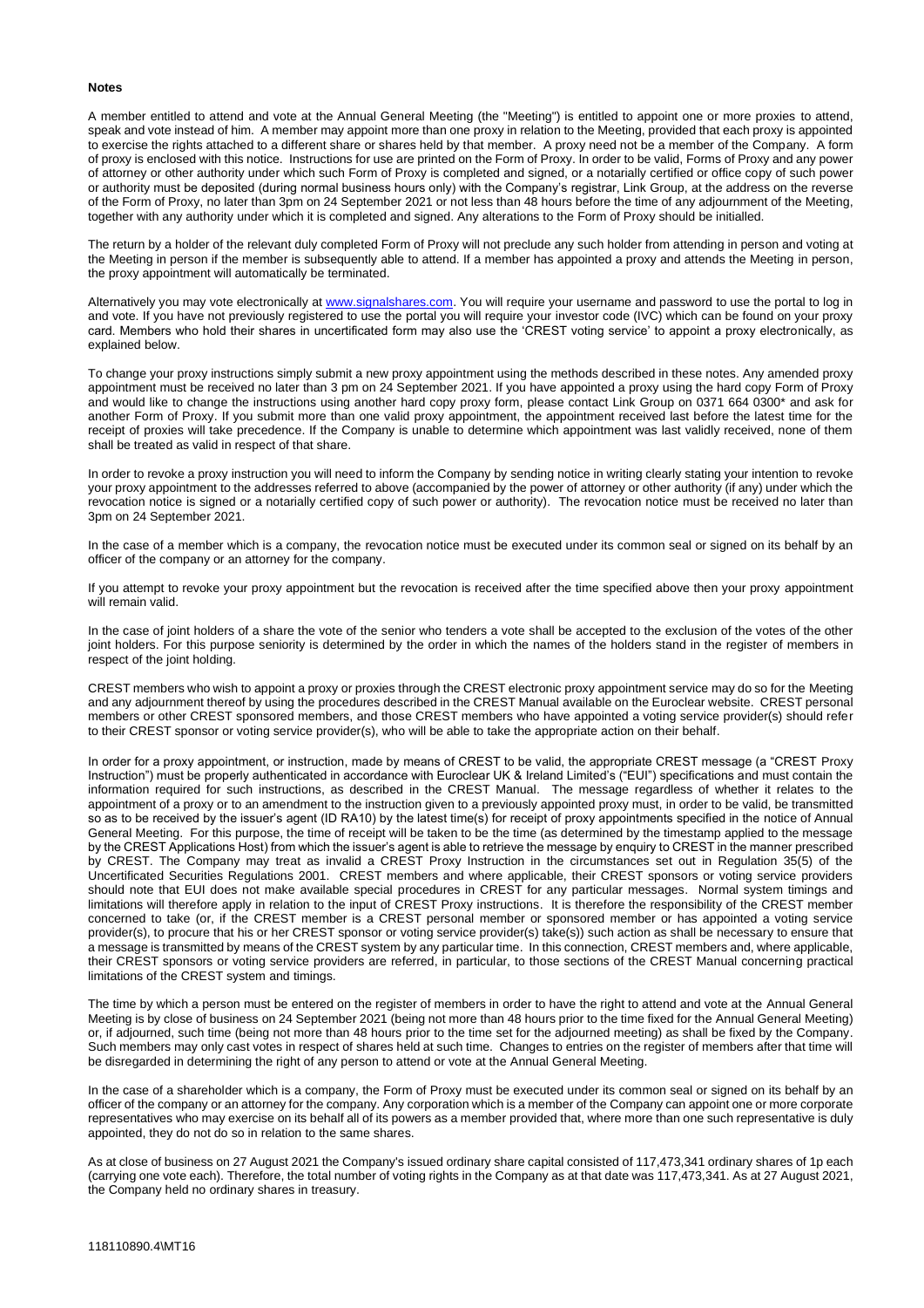**Notes**

A member entitled to attend and vote at the Annual General Meeting (the "Meeting") is entitled to appoint one or more proxies to attend, speak and vote instead of him. A member may appoint more than one proxy in relation to the Meeting, provided that each proxy is appointed to exercise the rights attached to a different share or shares held by that member. A proxy need not be a member of the Company. A form of proxy is enclosed with this notice. Instructions for use are printed on the Form of Proxy. In order to be valid, Forms of Proxy and any power of attorney or other authority under which such Form of Proxy is completed and signed, or a notarially certified or office copy of such power or authority must be deposited (during normal business hours only) with the Company's registrar, Link Group, at the address on the reverse of the Form of Proxy, no later than 3pm on 24 September 2021 or not less than 48 hours before the time of any adjournment of the Meeting, together with any authority under which it is completed and signed. Any alterations to the Form of Proxy should be initialled.

The return by a holder of the relevant duly completed Form of Proxy will not preclude any such holder from attending in person and voting at the Meeting in person if the member is subsequently able to attend. If a member has appointed a proxy and attends the Meeting in person, the proxy appointment will automatically be terminated.

Alternatively you may vote electronically at www.signalshares.com. You will require your username and password to use the portal to log in and vote. If you have not previously registered to use the portal you will require your investor code (IVC) which can be found on your proxy card. Members who hold their shares in uncertificated form may also use the 'CREST voting service' to appoint a proxy electronically, as explained below.

To change your proxy instructions simply submit a new proxy appointment using the methods described in these notes. Any amended proxy appointment must be received no later than 3 pm on 24 September 2021. If you have appointed a proxy using the hard copy Form of Proxy and would like to change the instructions using another hard copy proxy form, please contact Link Group on 0371 664 0300* and ask for another Form of Proxy. If you submit more than one valid proxy appointment, the appointment received last before the latest time for the receipt of proxies will take precedence. If the Company is unable to determine which appointment was last validly received, none of them shall be treated as valid in respect of that share.

In order to revoke a proxy instruction you will need to inform the Company by sending notice in writing clearly stating your intention to revoke your proxy appointment to the addresses referred to above (accompanied by the power of attorney or other authority (if any) under which the revocation notice is signed or a notarially certified copy of such power or authority). The revocation notice must be received no later than 3pm on 24 September 2021.

In the case of a member which is a company, the revocation notice must be executed under its common seal or signed on its behalf by an officer of the company or an attorney for the company.

If you attempt to revoke your proxy appointment but the revocation is received after the time specified above then your proxy appointment will remain valid.

In the case of joint holders of a share the vote of the senior who tenders a vote shall be accepted to the exclusion of the votes of the other joint holders. For this purpose seniority is determined by the order in which the names of the holders stand in the register of members in respect of the joint holding.

CREST members who wish to appoint a proxy or proxies through the CREST electronic proxy appointment service may do so for the Meeting and any adjournment thereof by using the procedures described in the CREST Manual available on the Euroclear website. CREST personal members or other CREST sponsored members, and those CREST members who have appointed a voting service provider(s) should refer to their CREST sponsor or voting service provider(s), who will be able to take the appropriate action on their behalf.

In order for a proxy appointment, or instruction, made by means of CREST to be valid, the appropriate CREST message (a "CREST Proxy Instruction") must be properly authenticated in accordance with Euroclear UK & Ireland Limited's ("EUI") specifications and must contain the information required for such instructions, as described in the CREST Manual. The message regardless of whether it relates to the appointment of a proxy or to an amendment to the instruction given to a previously appointed proxy must, in order to be valid, be transmitted so as to be received by the issuer's agent (ID RA10) by the latest time(s) for receipt of proxy appointments specified in the notice of Annual General Meeting. For this purpose, the time of receipt will be taken to be the time (as determined by the timestamp applied to the message by the CREST Applications Host) from which the issuer's agent is able to retrieve the message by enquiry to CREST in the manner prescribed by CREST. The Company may treat as invalid a CREST Proxy Instruction in the circumstances set out in Regulation 35(5) of the Uncertificated Securities Regulations 2001. CREST members and where applicable, their CREST sponsors or voting service providers should note that EUI does not make available special procedures in CREST for any particular messages. Normal system timings and limitations will therefore apply in relation to the input of CREST Proxy instructions. It is therefore the responsibility of the CREST member concerned to take (or, if the CREST member is a CREST personal member or sponsored member or has appointed a voting service provider(s), to procure that his or her CREST sponsor or voting service provider(s) take(s)) such action as shall be necessary to ensure that a message is transmitted by means of the CREST system by any particular time. In this connection, CREST members and, where applicable, their CREST sponsors or voting service providers are referred, in particular, to those sections of the CREST Manual concerning practical limitations of the CREST system and timings.

The time by which a person must be entered on the register of members in order to have the right to attend and vote at the Annual General Meeting is by close of business on 24 September 2021 (being not more than 48 hours prior to the time fixed for the Annual General Meeting) or, if adjourned, such time (being not more than 48 hours prior to the time set for the adjourned meeting) as shall be fixed by the Company. Such members may only cast votes in respect of shares held at such time. Changes to entries on the register of members after that time will be disregarded in determining the right of any person to attend or vote at the Annual General Meeting.

In the case of a shareholder which is a company, the Form of Proxy must be executed under its common seal or signed on its behalf by an officer of the company or an attorney for the company. Any corporation which is a member of the Company can appoint one or more corporate representatives who may exercise on its behalf all of its powers as a member provided that, where more than one such representative is duly appointed, they do not do so in relation to the same shares.

As at close of business on 27 August 2021 the Company's issued ordinary share capital consisted of 117,473,341 ordinary shares of 1p each (carrying one vote each). Therefore, the total number of voting rights in the Company as at that date was 117,473,341. As at 27 August 2021, the Company held no ordinary shares in treasury.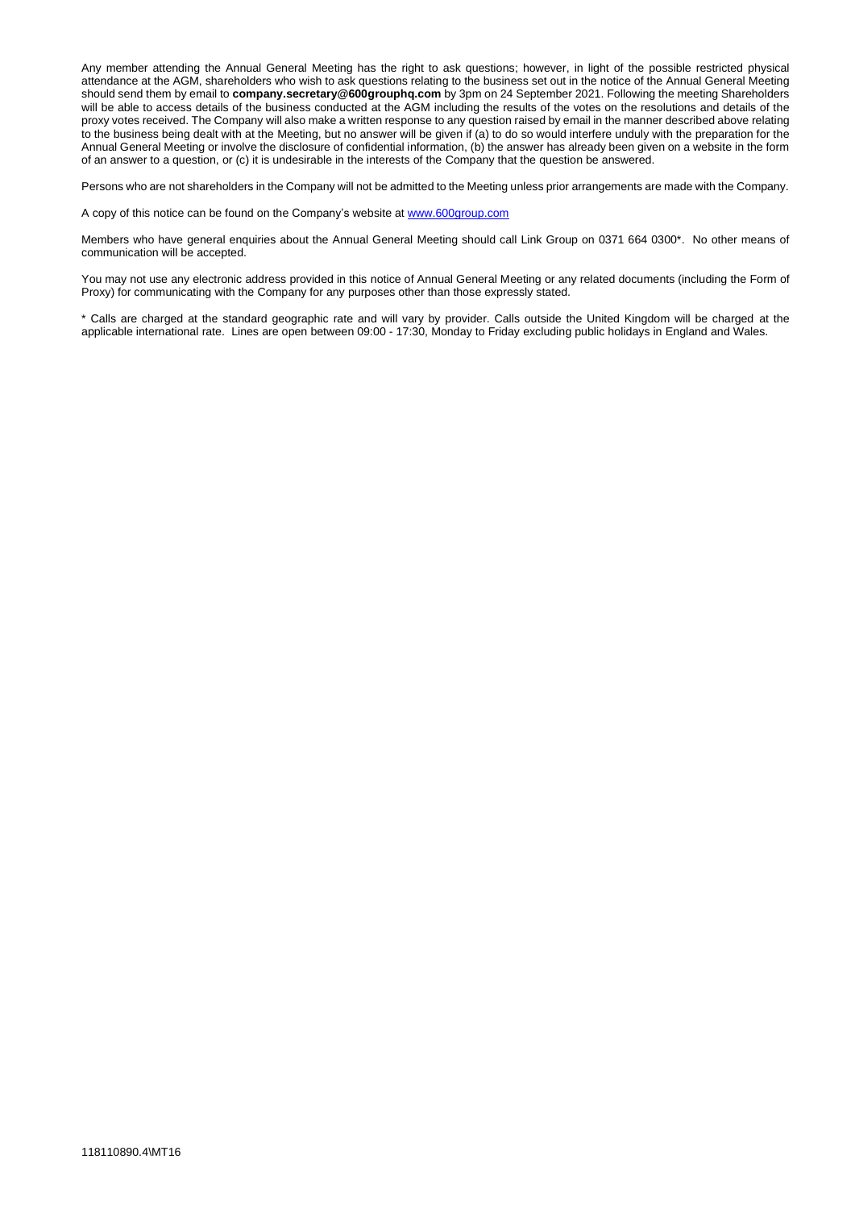Any member attending the Annual General Meeting has the right to ask questions; however, in light of the possible restricted physical attendance at the AGM, shareholders who wish to ask questions relating to the business set out in the notice of the Annual General Meeting should send them by email to **company.secretary@600grouphq.com** by 3pm on 24 September 2021. Following the meeting Shareholders will be able to access details of the business conducted at the AGM including the results of the votes on the resolutions and details of the proxy votes received. The Company will also make a written response to any question raised by email in the manner described above relating to the business being dealt with at the Meeting, but no answer will be given if (a) to do so would interfere unduly with the preparation for the Annual General Meeting or involve the disclosure of confidential information, (b) the answer has already been given on a website in the form of an answer to a question, or (c) it is undesirable in the interests of the Company that the question be answered.

Persons who are not shareholders in the Company will not be admitted to the Meeting unless prior arrangements are made with the Company.

A copy of this notice can be found on the Company's website at [www.600group.com](http://www.600group.com)

Members who have general enquiries about the Annual General Meeting should call Link Group on 0371 664 0300*. No other means of communication will be accepted.

You may not use any electronic address provided in this notice of Annual General Meeting or any related documents (including the Form of Proxy) for communicating with the Company for any purposes other than those expressly stated.

* Calls are charged at the standard geographic rate and will vary by provider. Calls outside the United Kingdom will be charged at the applicable international rate. Lines are open between 09:00 - 17:30, Monday to Friday excluding public holidays in England and Wales.

118110890.4\MT16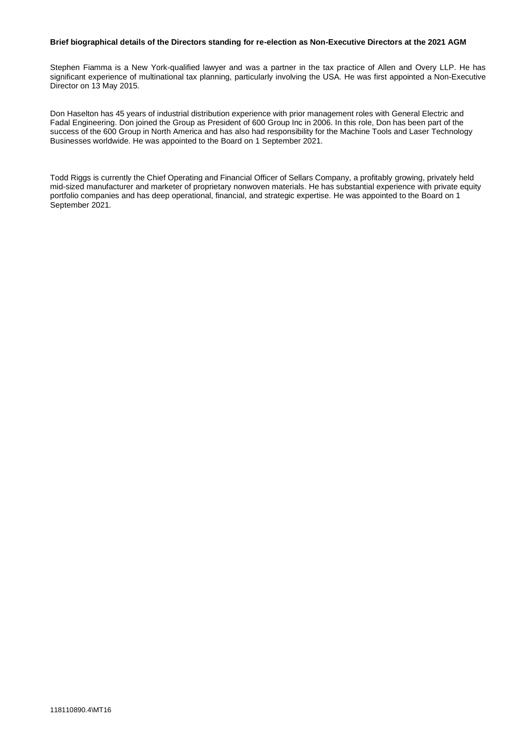**Brief biographical details of the Directors standing for re-election as Non-Executive Directors at the 2021 AGM**

Stephen Fiamma is a New York-qualified lawyer and was a partner in the tax practice of Allen and Overy LLP. He has significant experience of multinational tax planning, particularly involving the USA. He was first appointed a Non-Executive Director on 13 May 2015.

Don Haselton has 45 years of industrial distribution experience with prior management roles with General Electric and Fadal Engineering. Don joined the Group as President of 600 Group Inc in 2006. In this role, Don has been part of the success of the 600 Group in North America and has also had responsibility for the Machine Tools and Laser Technology Businesses worldwide. He was appointed to the Board on 1 September 2021.

Todd Riggs is currently the Chief Operating and Financial Officer of Sellars Company, a profitably growing, privately held mid-sized manufacturer and marketer of proprietary nonwoven materials. He has substantial experience with private equity portfolio companies and has deep operational, financial, and strategic expertise. He was appointed to the Board on 1 September 2021.

118110890.4\MT16